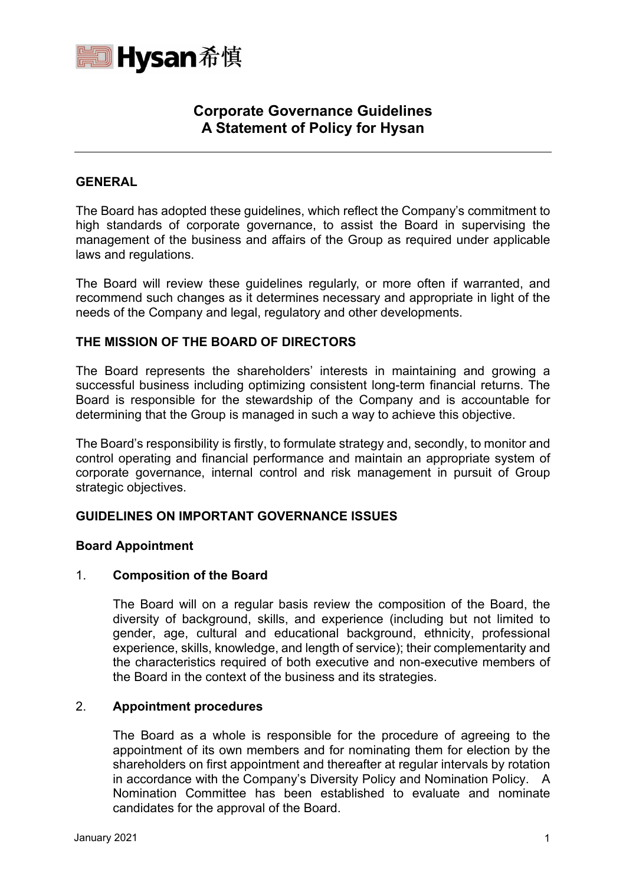Hysan希慎

# Corporate Governance Guidelines
# A Statement of Policy for Hysan

---

## GENERAL

The Board has adopted these guidelines, which reflect the Company's commitment to high standards of corporate governance, to assist the Board in supervising the management of the business and affairs of the Group as required under applicable laws and regulations.

The Board will review these guidelines regularly, or more often if warranted, and recommend such changes as it determines necessary and appropriate in light of the needs of the Company and legal, regulatory and other developments.

## THE MISSION OF THE BOARD OF DIRECTORS

The Board represents the shareholders' interests in maintaining and growing a successful business including optimizing consistent long-term financial returns. The Board is responsible for the stewardship of the Company and is accountable for determining that the Group is managed in such a way to achieve this objective.

The Board's responsibility is firstly, to formulate strategy and, secondly, to monitor and control operating and financial performance and maintain an appropriate system of corporate governance, internal control and risk management in pursuit of Group strategic objectives.

## GUIDELINES ON IMPORTANT GOVERNANCE ISSUES

### Board Appointment

1. **Composition of the Board**

   The Board will on a regular basis review the composition of the Board, the diversity of background, skills, and experience (including but not limited to gender, age, cultural and educational background, ethnicity, professional experience, skills, knowledge, and length of service); their complementarity and the characteristics required of both executive and non-executive members of the Board in the context of the business and its strategies.

2. **Appointment procedures**

   The Board as a whole is responsible for the procedure of agreeing to the appointment of its own members and for nominating them for election by the shareholders on first appointment and thereafter at regular intervals by rotation in accordance with the Company's Diversity Policy and Nomination Policy. A Nomination Committee has been established to evaluate and nominate candidates for the approval of the Board.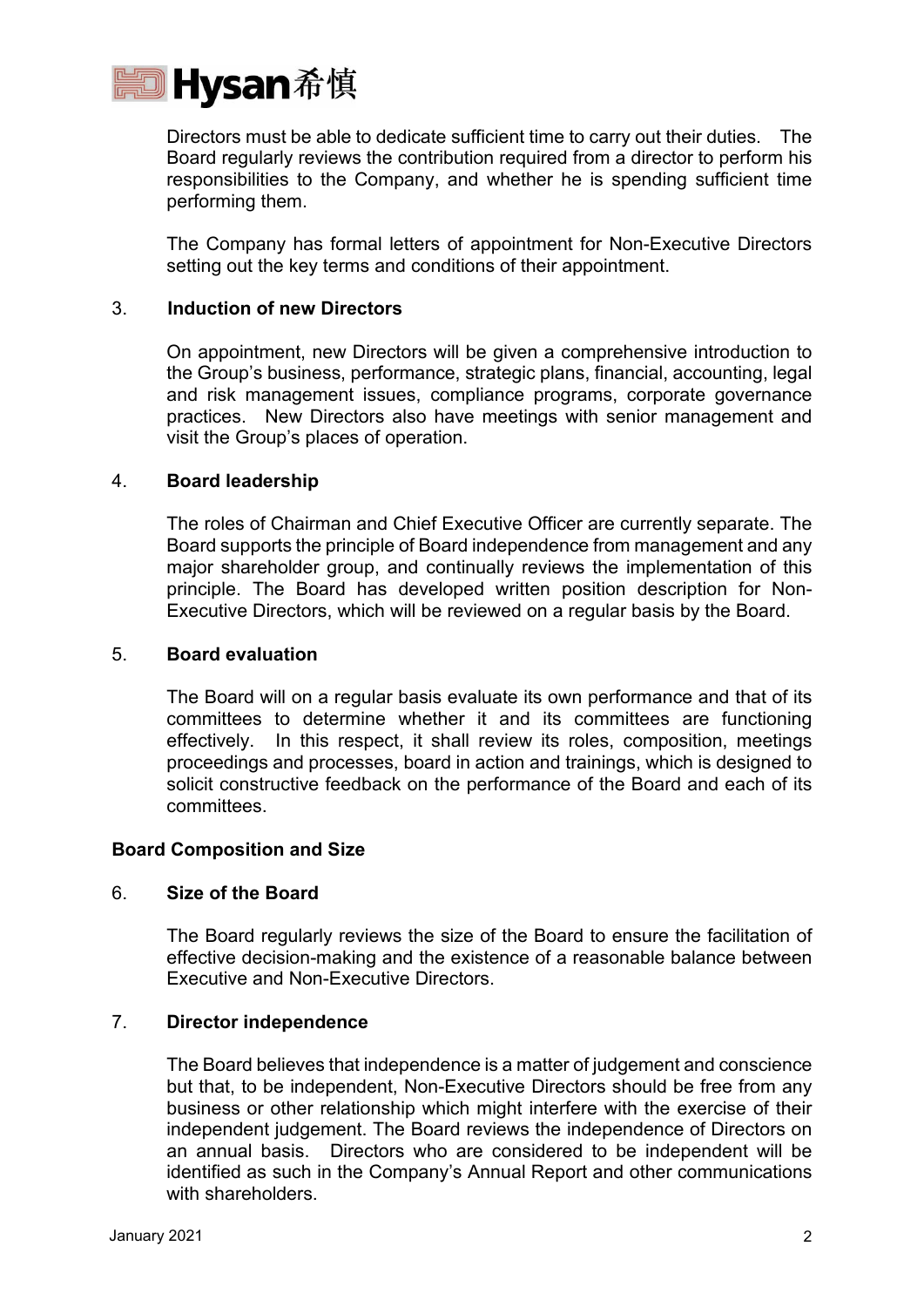Directors must be able to dedicate sufficient time to carry out their duties. The Board regularly reviews the contribution required from a director to perform his responsibilities to the Company, and whether he is spending sufficient time performing them.

The Company has formal letters of appointment for Non-Executive Directors setting out the key terms and conditions of their appointment.

3. **Induction of new Directors**

On appointment, new Directors will be given a comprehensive introduction to the Group's business, performance, strategic plans, financial, accounting, legal and risk management issues, compliance programs, corporate governance practices. New Directors also have meetings with senior management and visit the Group's places of operation.

4. **Board leadership**

The roles of Chairman and Chief Executive Officer are currently separate. The Board supports the principle of Board independence from management and any major shareholder group, and continually reviews the implementation of this principle. The Board has developed written position description for Non-Executive Directors, which will be reviewed on a regular basis by the Board.

5. **Board evaluation**

The Board will on a regular basis evaluate its own performance and that of its committees to determine whether it and its committees are functioning effectively. In this respect, it shall review its roles, composition, meetings proceedings and processes, board in action and trainings, which is designed to solicit constructive feedback on the performance of the Board and each of its committees.

**Board Composition and Size**

6. **Size of the Board**

The Board regularly reviews the size of the Board to ensure the facilitation of effective decision-making and the existence of a reasonable balance between Executive and Non-Executive Directors.

7. **Director independence**

The Board believes that independence is a matter of judgement and conscience but that, to be independent, Non-Executive Directors should be free from any business or other relationship which might interfere with the exercise of their independent judgement. The Board reviews the independence of Directors on an annual basis. Directors who are considered to be independent will be identified as such in the Company's Annual Report and other communications with shareholders.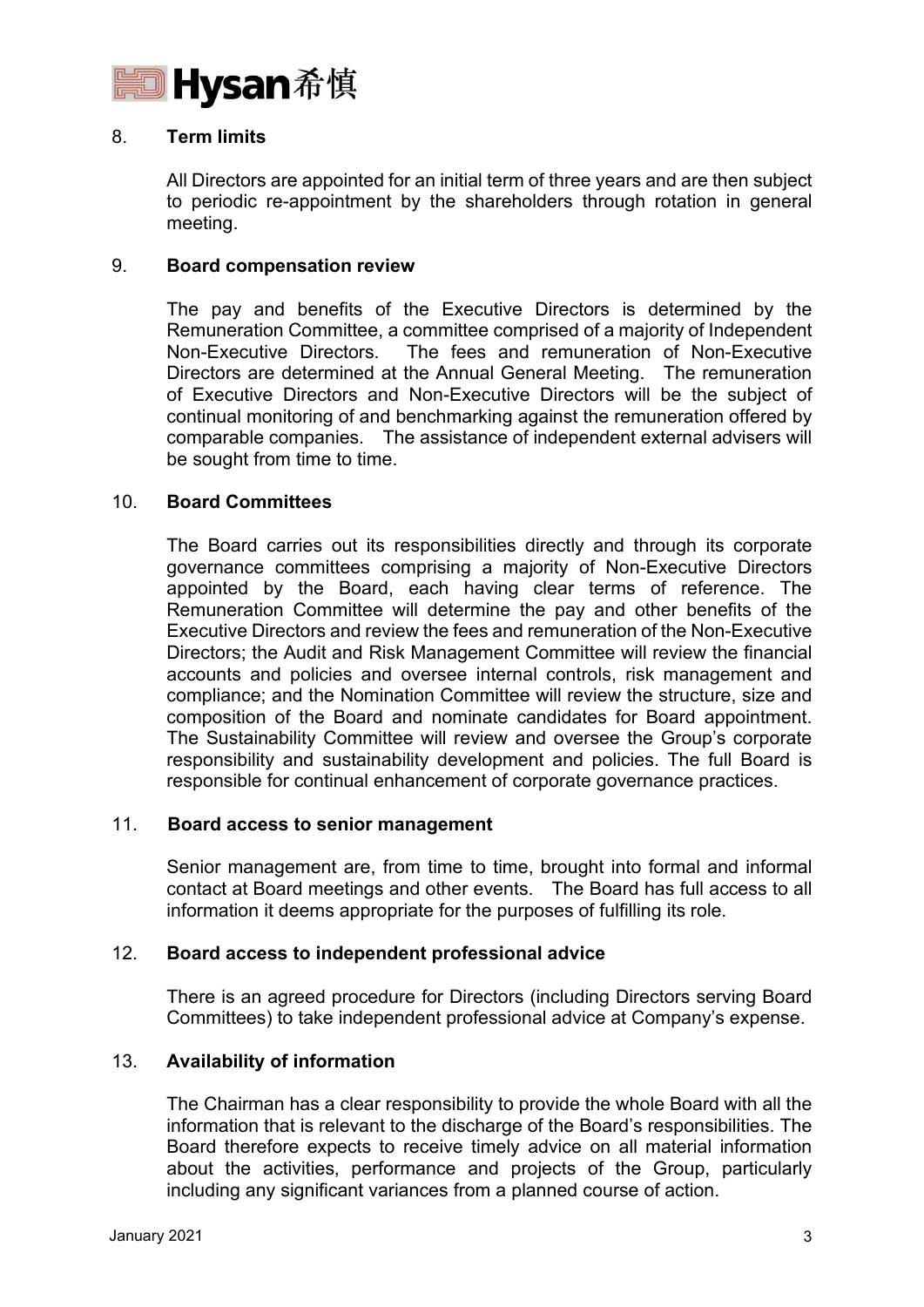8. **Term limits**

All Directors are appointed for an initial term of three years and are then subject to periodic re-appointment by the shareholders through rotation in general meeting.

9. **Board compensation review**

The pay and benefits of the Executive Directors is determined by the Remuneration Committee, a committee comprised of a majority of Independent Non-Executive Directors. The fees and remuneration of Non-Executive Directors are determined at the Annual General Meeting. The remuneration of Executive Directors and Non-Executive Directors will be the subject of continual monitoring of and benchmarking against the remuneration offered by comparable companies. The assistance of independent external advisers will be sought from time to time.

10. **Board Committees**

The Board carries out its responsibilities directly and through its corporate governance committees comprising a majority of Non-Executive Directors appointed by the Board, each having clear terms of reference. The Remuneration Committee will determine the pay and other benefits of the Executive Directors and review the fees and remuneration of the Non-Executive Directors; the Audit and Risk Management Committee will review the financial accounts and policies and oversee internal controls, risk management and compliance; and the Nomination Committee will review the structure, size and composition of the Board and nominate candidates for Board appointment. The Sustainability Committee will review and oversee the Group's corporate responsibility and sustainability development and policies. The full Board is responsible for continual enhancement of corporate governance practices.

11. **Board access to senior management**

Senior management are, from time to time, brought into formal and informal contact at Board meetings and other events. The Board has full access to all information it deems appropriate for the purposes of fulfilling its role.

12. **Board access to independent professional advice**

There is an agreed procedure for Directors (including Directors serving Board Committees) to take independent professional advice at Company's expense.

13. **Availability of information**

The Chairman has a clear responsibility to provide the whole Board with all the information that is relevant to the discharge of the Board's responsibilities. The Board therefore expects to receive timely advice on all material information about the activities, performance and projects of the Group, particularly including any significant variances from a planned course of action.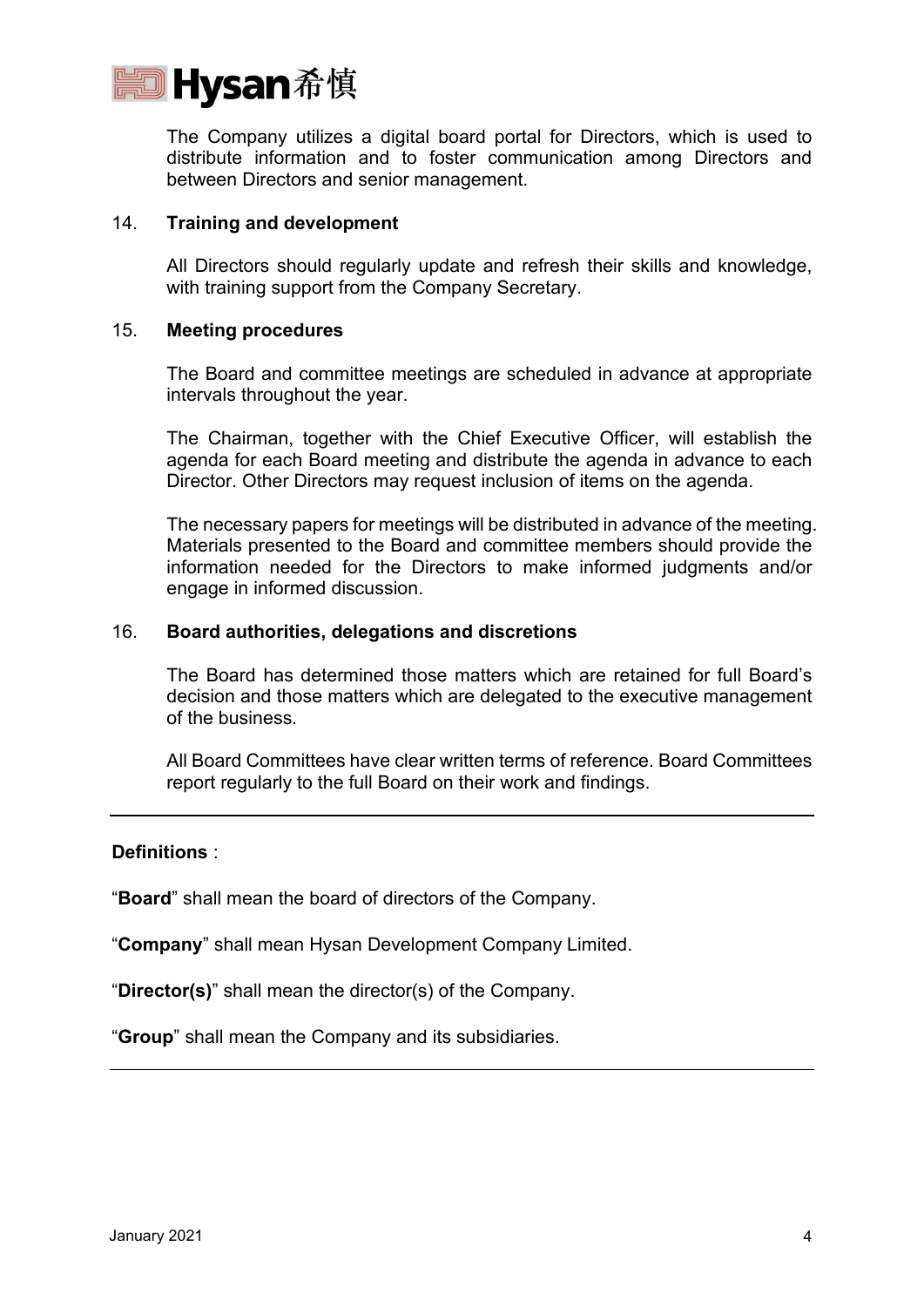The Company utilizes a digital board portal for Directors, which is used to distribute information and to foster communication among Directors and between Directors and senior management.

14. **Training and development**

All Directors should regularly update and refresh their skills and knowledge, with training support from the Company Secretary.

15. **Meeting procedures**

The Board and committee meetings are scheduled in advance at appropriate intervals throughout the year.

The Chairman, together with the Chief Executive Officer, will establish the agenda for each Board meeting and distribute the agenda in advance to each Director. Other Directors may request inclusion of items on the agenda.

The necessary papers for meetings will be distributed in advance of the meeting. Materials presented to the Board and committee members should provide the information needed for the Directors to make informed judgments and/or engage in informed discussion.

16. **Board authorities, delegations and discretions**

The Board has determined those matters which are retained for full Board's decision and those matters which are delegated to the executive management of the business.

All Board Committees have clear written terms of reference. Board Committees report regularly to the full Board on their work and findings.

---

**Definitions** :

"**Board**" shall mean the board of directors of the Company.

"**Company**" shall mean Hysan Development Company Limited.

"**Director(s)**" shall mean the director(s) of the Company.

"**Group**" shall mean the Company and its subsidiaries.

---

January 2021